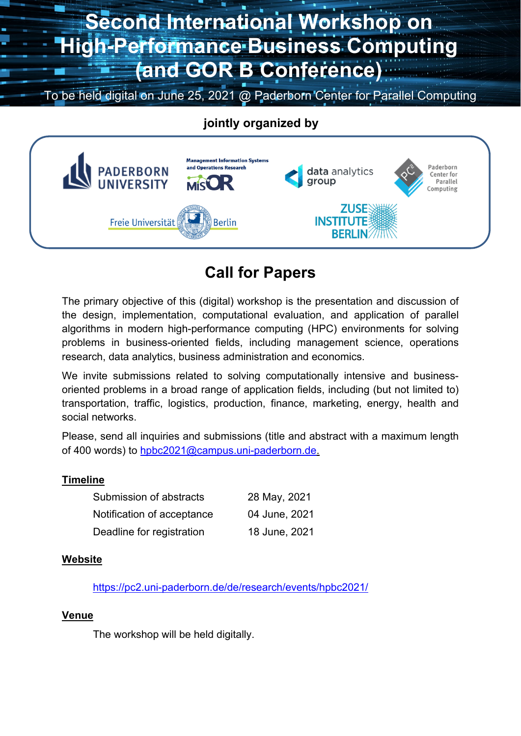# Second International Workshop on High-Performance Business Computing (and GOR B Conference)

To be held digital on June 25, 2021 @ Paderborn Center for Parallel Computing

**jointly organized by**

Paderborn University · Management Information Systems and Operations Research (MIS OR) · data analytics group · Paderborn Center for Parallel Computing · Freie Universität Berlin · Zuse Institute Berlin

## Call for Papers

The primary objective of this (digital) workshop is the presentation and discussion of the design, implementation, computational evaluation, and application of parallel algorithms in modern high-performance computing (HPC) environments for solving problems in business-oriented fields, including management science, operations research, data analytics, business administration and economics.

We invite submissions related to solving computationally intensive and business-oriented problems in a broad range of application fields, including (but not limited to) transportation, traffic, logistics, production, finance, marketing, energy, health and social networks.

Please, send all inquiries and submissions (title and abstract with a maximum length of 400 words) to hpbc2021@campus.uni-paderborn.de.

### Timeline

| | |
|---|---|
| Submission of abstracts | 28 May, 2021 |
| Notification of acceptance | 04 June, 2021 |
| Deadline for registration | 18 June, 2021 |

### Website

https://pc2.uni-paderborn.de/de/research/events/hpbc2021/

### Venue

The workshop will be held digitally.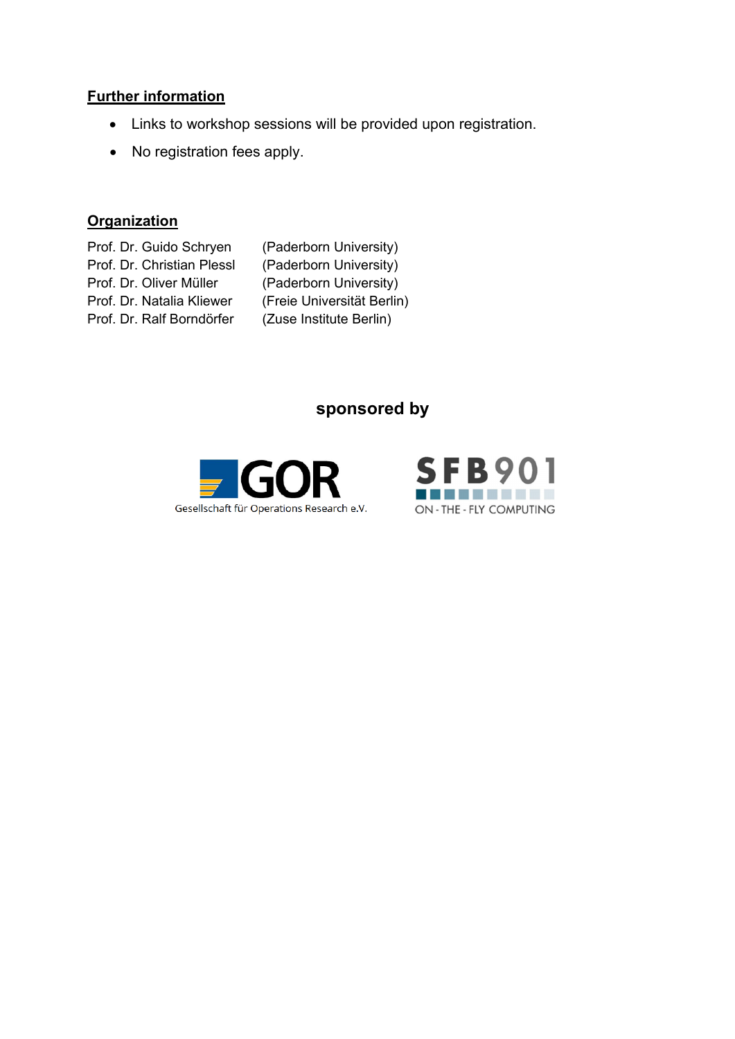## Further information

- Links to workshop sessions will be provided upon registration.
- No registration fees apply.

## Organization

| | |
|---|---|
| Prof. Dr. Guido Schryen | (Paderborn University) |
| Prof. Dr. Christian Plessl | (Paderborn University) |
| Prof. Dr. Oliver Müller | (Paderborn University) |
| Prof. Dr. Natalia Kliewer | (Freie Universität Berlin) |
| Prof. Dr. Ralf Borndörfer | (Zuse Institute Berlin) |

**sponsored by**

GOR
Gesellschaft für Operations Research e.V.

SFB901
ON - THE - FLY COMPUTING